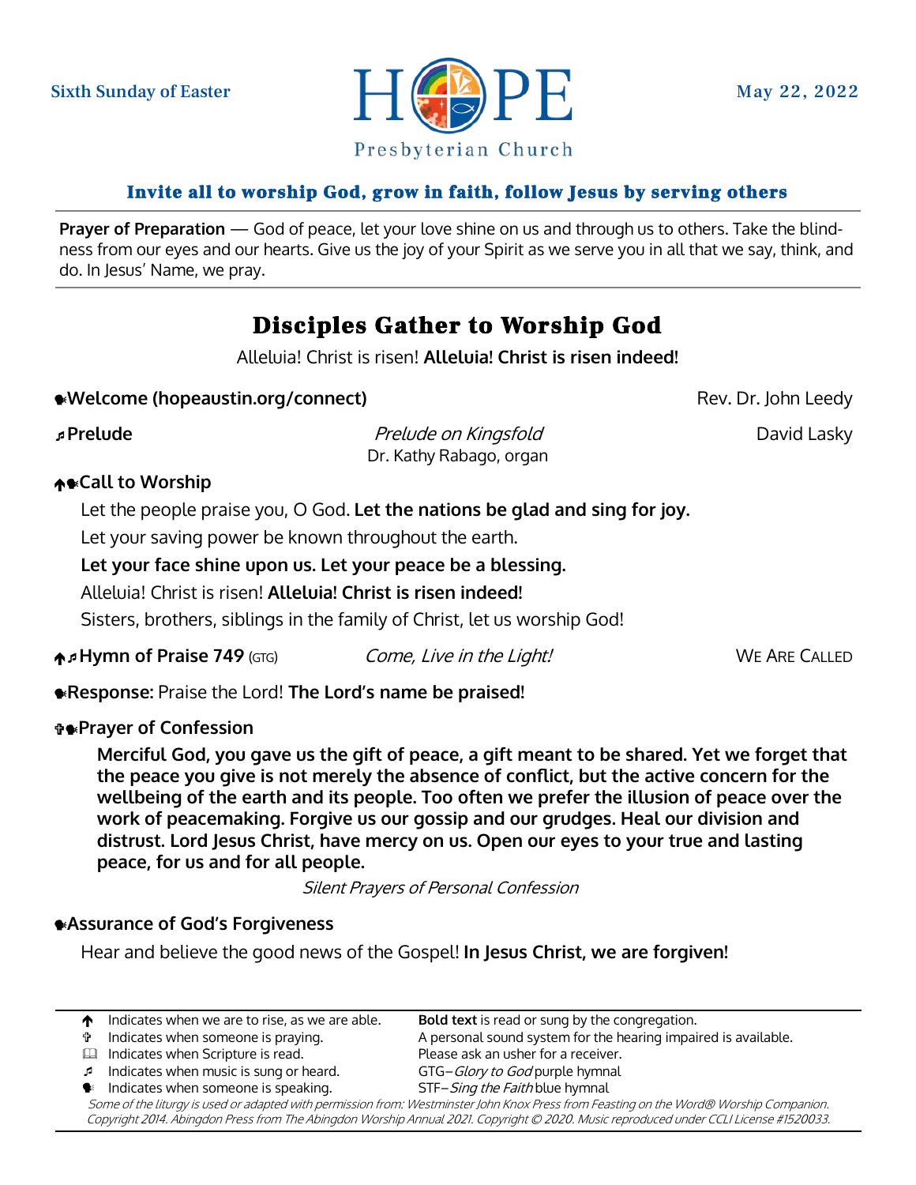Sixth Sunday of Easter

# HOPE Presbyterian Church

May 22, 2022

**Invite all to worship God, grow in faith, follow Jesus by serving others**

---

**Prayer of Preparation** — God of peace, let your love shine on us and through us to others. Take the blindness from our eyes and our hearts. Give us the joy of your Spirit as we serve you in all that we say, think, and do. In Jesus' Name, we pray.

---

## Disciples Gather to Worship God

Alleluia! Christ is risen! **Alleluia! Christ is risen indeed!**

**Welcome (hopeaustin.org/connect)** — Rev. Dr. John Leedy

♬ **Prelude** — *Prelude on Kingsfold* — David Lasky
Dr. Kathy Rabago, organ

🡅 **Call to Worship**

Let the people praise you, O God. **Let the nations be glad and sing for joy.**

Let your saving power be known throughout the earth.

**Let your face shine upon us. Let your peace be a blessing.**

Alleluia! Christ is risen! **Alleluia! Christ is risen indeed!**

Sisters, brothers, siblings in the family of Christ, let us worship God!

🡅 ♬ **Hymn of Praise 749** (GTG) — *Come, Live in the Light!* — WE ARE CALLED

**Response:** Praise the Lord! **The Lord's name be praised!**

✞ **Prayer of Confession**

**Merciful God, you gave us the gift of peace, a gift meant to be shared. Yet we forget that the peace you give is not merely the absence of conflict, but the active concern for the wellbeing of the earth and its people. Too often we prefer the illusion of peace over the work of peacemaking. Forgive us our gossip and our grudges. Heal our division and distrust. Lord Jesus Christ, have mercy on us. Open our eyes to your true and lasting peace, for us and for all people.**

*Silent Prayers of Personal Confession*

**Assurance of God's Forgiveness**

Hear and believe the good news of the Gospel! **In Jesus Christ, we are forgiven!**

---

- 🡅 Indicates when we are to rise, as we are able.
- ✞ Indicates when someone is praying.
- 📖 Indicates when Scripture is read.
- ♬ Indicates when music is sung or heard.
- 🗣 Indicates when someone is speaking.

**Bold text** is read or sung by the congregation.
A personal sound system for the hearing impaired is available. Please ask an usher for a receiver.
GTG–*Glory to God* purple hymnal
STF–*Sing the Faith* blue hymnal

*Some of the liturgy is used or adapted with permission from: Westminster John Knox Press from Feasting on the Word® Worship Companion. Copyright 2014. Abingdon Press from The Abingdon Worship Annual 2021. Copyright © 2020. Music reproduced under CCLI License #1520033.*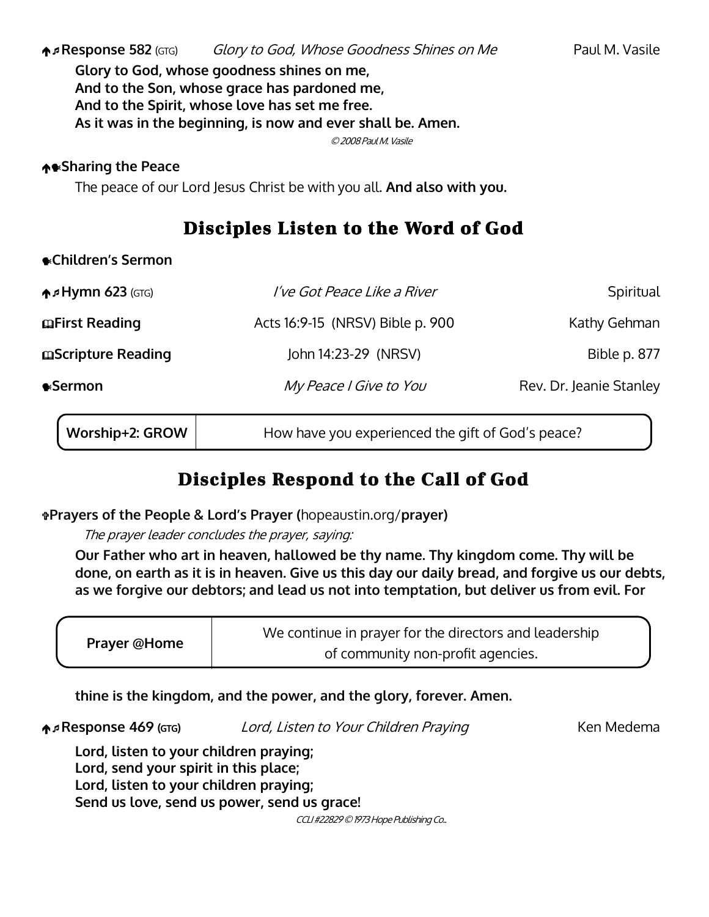**Response 582** (GTG) *Glory to God, Whose Goodness Shines on Me* Paul M. Vasile

**Glory to God, whose goodness shines on me,**
**And to the Son, whose grace has pardoned me,**
**And to the Spirit, whose love has set me free.**
**As it was in the beginning, is now and ever shall be. Amen.**

*© 2008 Paul M. Vasile*

**Sharing the Peace**

The peace of our Lord Jesus Christ be with you all. **And also with you.**

## Disciples Listen to the Word of God

**Children's Sermon**

| | | |
|---|---|---|
| **Hymn 623** (GTG) | *I've Got Peace Like a River* | Spiritual |
| **First Reading** | Acts 16:9-15 (NRSV) Bible p. 900 | Kathy Gehman |
| **Scripture Reading** | John 14:23-29 (NRSV) | Bible p. 877 |
| **Sermon** | *My Peace I Give to You* | Rev. Dr. Jeanie Stanley |

| | |
|---|---|
| **Worship+2: GROW** | How have you experienced the gift of God's peace? |

## Disciples Respond to the Call of God

**Prayers of the People & Lord's Prayer (**hopeaustin.org/**prayer)**

*The prayer leader concludes the prayer, saying:*

**Our Father who art in heaven, hallowed be thy name. Thy kingdom come. Thy will be done, on earth as it is in heaven. Give us this day our daily bread, and forgive us our debts, as we forgive our debtors; and lead us not into temptation, but deliver us from evil. For**

| | |
|---|---|
| **Prayer @Home** | We continue in prayer for the directors and leadership of community non-profit agencies. |

**thine is the kingdom, and the power, and the glory, forever. Amen.**

**Response 469 (GTG)** *Lord, Listen to Your Children Praying* Ken Medema

**Lord, listen to your children praying;**
**Lord, send your spirit in this place;**
**Lord, listen to your children praying;**
**Send us love, send us power, send us grace!**

*CCLI #22829 © 1973 Hope Publishing Co..*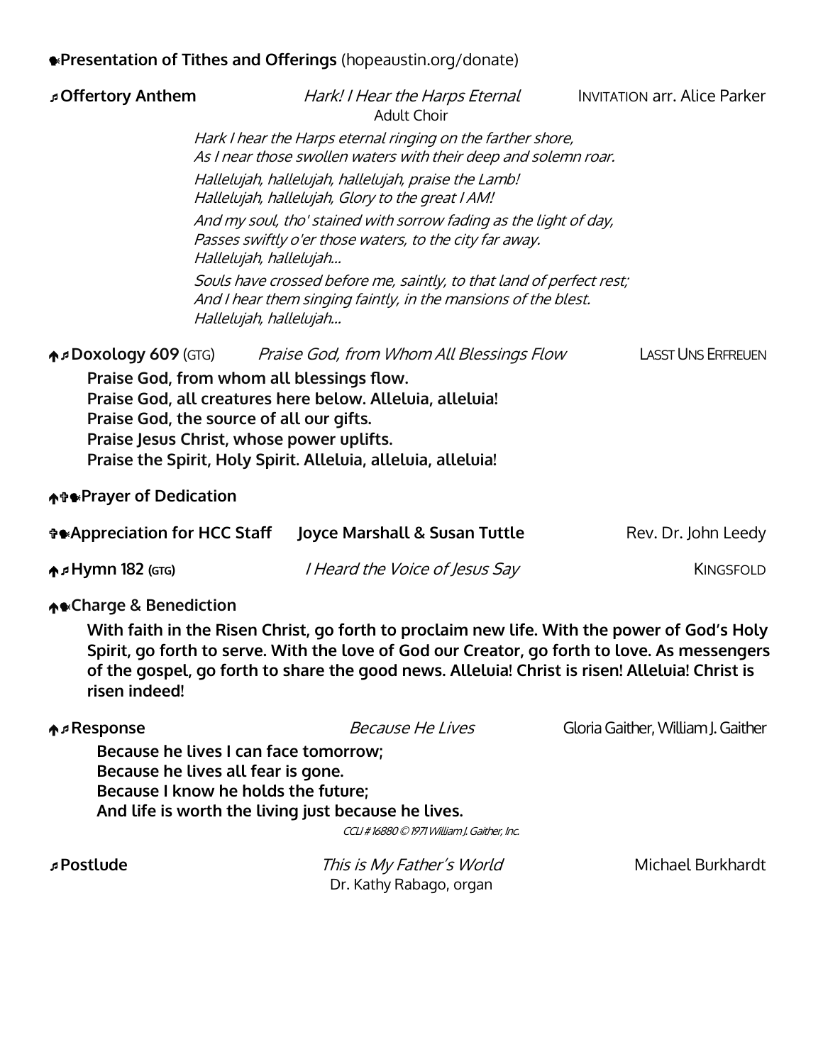**Presentation of Tithes and Offerings** (hopeaustin.org/donate)

**Offertory Anthem** *Hark! I Hear the Harps Eternal* INVITATION arr. Alice Parker
Adult Choir

*Hark I hear the Harps eternal ringing on the farther shore,*
*As I near those swollen waters with their deep and solemn roar.*

*Hallelujah, hallelujah, hallelujah, praise the Lamb!*
*Hallelujah, hallelujah, Glory to the great I AM!*

*And my soul, tho' stained with sorrow fading as the light of day,*
*Passes swiftly o'er those waters, to the city far away.*
*Hallelujah, hallelujah...*

*Souls have crossed before me, saintly, to that land of perfect rest;*
*And I hear them singing faintly, in the mansions of the blest.*
*Hallelujah, hallelujah...*

**Doxology 609** (GTG) *Praise God, from Whom All Blessings Flow* LASST UNS ERFREUEN

**Praise God, from whom all blessings flow.**
**Praise God, all creatures here below. Alleluia, alleluia!**
**Praise God, the source of all our gifts.**
**Praise Jesus Christ, whose power uplifts.**
**Praise the Spirit, Holy Spirit. Alleluia, alleluia, alleluia!**

**Prayer of Dedication**

**Appreciation for HCC Staff** **Joyce Marshall & Susan Tuttle** Rev. Dr. John Leedy

**Hymn 182 (GTG)** *I Heard the Voice of Jesus Say* KINGSFOLD

**Charge & Benediction**

**With faith in the Risen Christ, go forth to proclaim new life. With the power of God's Holy Spirit, go forth to serve. With the love of God our Creator, go forth to love. As messengers of the gospel, go forth to share the good news. Alleluia! Christ is risen! Alleluia! Christ is risen indeed!**

**Response** *Because He Lives* Gloria Gaither, William J. Gaither

**Because he lives I can face tomorrow;**
**Because he lives all fear is gone.**
**Because I know he holds the future;**
**And life is worth the living just because he lives.**

*CCLI # 16880 © 1971 William J. Gaither, Inc.*

**Postlude** *This is My Father's World* Michael Burkhardt
Dr. Kathy Rabago, organ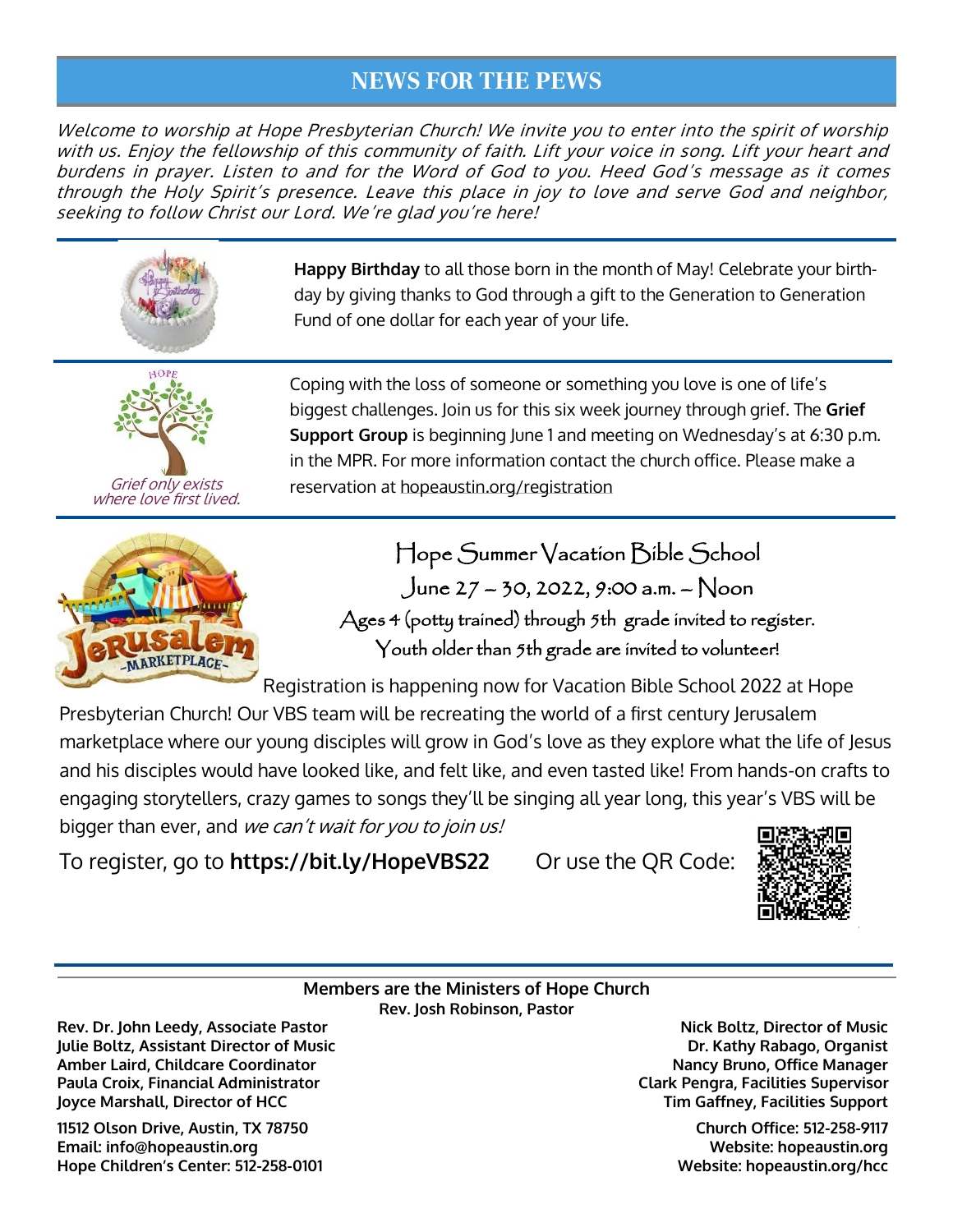## NEWS FOR THE PEWS

*Welcome to worship at Hope Presbyterian Church! We invite you to enter into the spirit of worship with us. Enjoy the fellowship of this community of faith. Lift your voice in song. Lift your heart and burdens in prayer. Listen to and for the Word of God to you. Heed God's message as it comes through the Holy Spirit's presence. Leave this place in joy to love and serve God and neighbor, seeking to follow Christ our Lord. We're glad you're here!*

---

**Happy Birthday** to all those born in the month of May! Celebrate your birthday by giving thanks to God through a gift to the Generation to Generation Fund of one dollar for each year of your life.

---

*Grief only exists where love first lived.*

Coping with the loss of someone or something you love is one of life's biggest challenges. Join us for this six week journey through grief. The **Grief Support Group** is beginning June 1 and meeting on Wednesday's at 6:30 p.m. in the MPR. For more information contact the church office. Please make a reservation at hopeaustin.org/registration

---

### Hope Summer Vacation Bible School

June 27 – 30, 2022, 9:00 a.m. – Noon

Ages 4 (potty trained) through 5th grade invited to register.

Youth older than 5th grade are invited to volunteer!

Registration is happening now for Vacation Bible School 2022 at Hope Presbyterian Church! Our VBS team will be recreating the world of a first century Jerusalem marketplace where our young disciples will grow in God's love as they explore what the life of Jesus and his disciples would have looked like, and felt like, and even tasted like! From hands-on crafts to engaging storytellers, crazy games to songs they'll be singing all year long, this year's VBS will be bigger than ever, and *we can't wait for you to join us!*

To register, go to **https://bit.ly/HopeVBS22** Or use the QR Code:

---

**Members are the Ministers of Hope Church**

**Rev. Josh Robinson, Pastor**

**Rev. Dr. John Leedy, Associate Pastor**
**Julie Boltz, Assistant Director of Music**
**Amber Laird, Childcare Coordinator**
**Paula Croix, Financial Administrator**
**Joyce Marshall, Director of HCC**

**Nick Boltz, Director of Music**
**Dr. Kathy Rabago, Organist**
**Nancy Bruno, Office Manager**
**Clark Pengra, Facilities Supervisor**
**Tim Gaffney, Facilities Support**

**11512 Olson Drive, Austin, TX 78750**
**Email: info@hopeaustin.org**
**Hope Children's Center: 512-258-0101**

**Church Office: 512-258-9117**
**Website: hopeaustin.org**
**Website: hopeaustin.org/hcc**